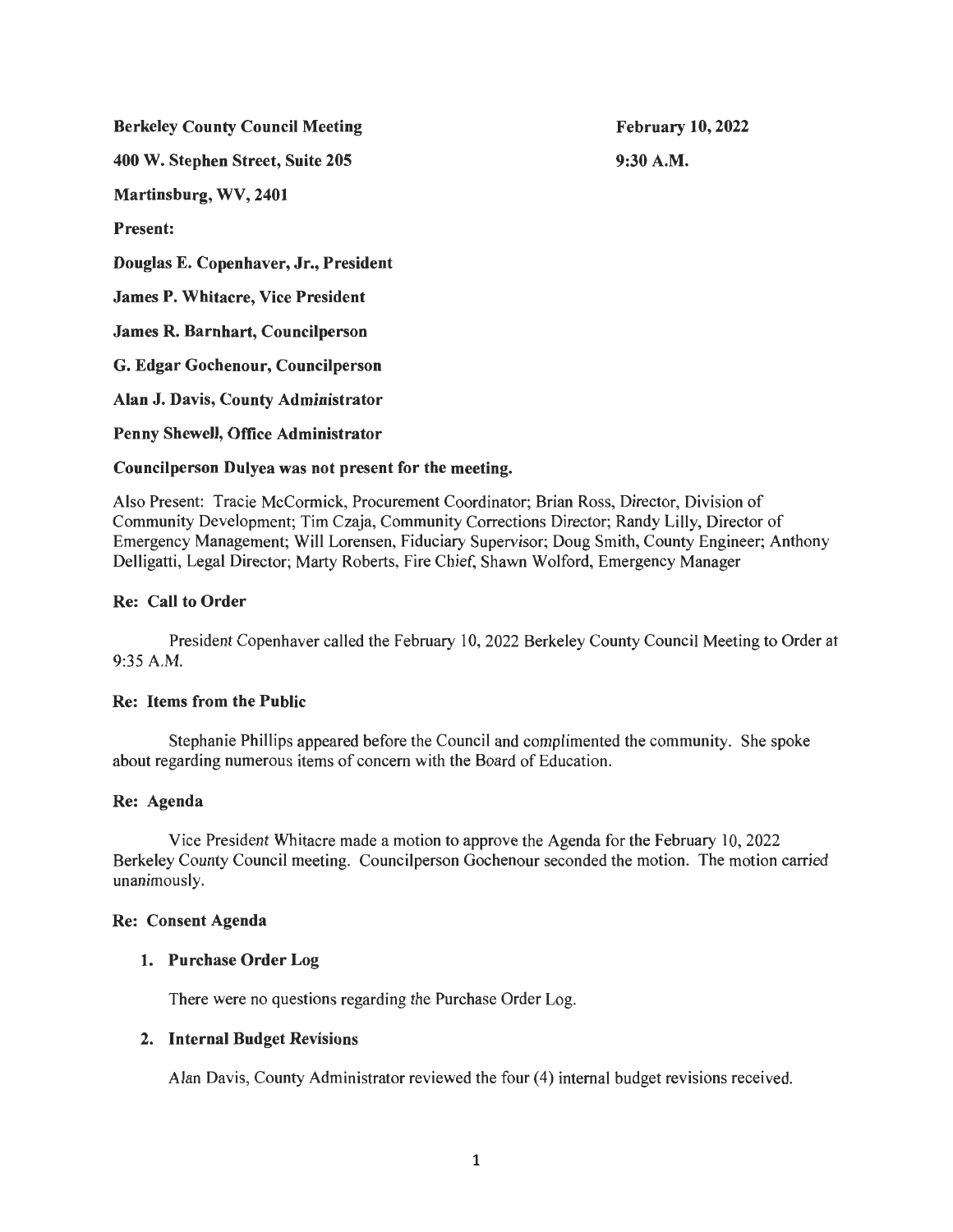**Berkeley County Council Meeting**

**400 W. Stephen Street, Suite 205**

**Martinsburg, WV, 2401**

**February 10, 2022**

**9:30 A.M.**

**Present:**

**Douglas E. Copenhaver, Jr., President**

**James P. Whitacre, Vice President**

**James R. Barnhart, Councilperson**

**G. Edgar Gochenour, Councilperson**

**Alan J. Davis, County Administrator**

**Penny Shewell, Office Administrator**

**Councilperson Dulyea was not present for the meeting.**

Also Present: Tracie McCormick, Procurement Coordinator; Brian Ross, Director, Division of Community Development; Tim Czaja, Community Corrections Director; Randy Lilly, Director of Emergency Management; Will Lorensen, Fiduciary Supervisor; Doug Smith, County Engineer; Anthony Delligatti, Legal Director; Marty Roberts, Fire Chief, Shawn Wolford, Emergency Manager

**Re: Call to Order**

President Copenhaver called the February 10, 2022 Berkeley County Council Meeting to Order at 9:35 A.M.

**Re: Items from the Public**

Stephanie Phillips appeared before the Council and complimented the community. She spoke about regarding numerous items of concern with the Board of Education.

**Re: Agenda**

Vice President Whitacre made a motion to approve the Agenda for the February 10, 2022 Berkeley County Council meeting. Councilperson Gochenour seconded the motion. The motion carried unanimously.

**Re: Consent Agenda**

1. **Purchase Order Log**

   There were no questions regarding the Purchase Order Log.

2. **Internal Budget Revisions**

   Alan Davis, County Administrator reviewed the four (4) internal budget revisions received.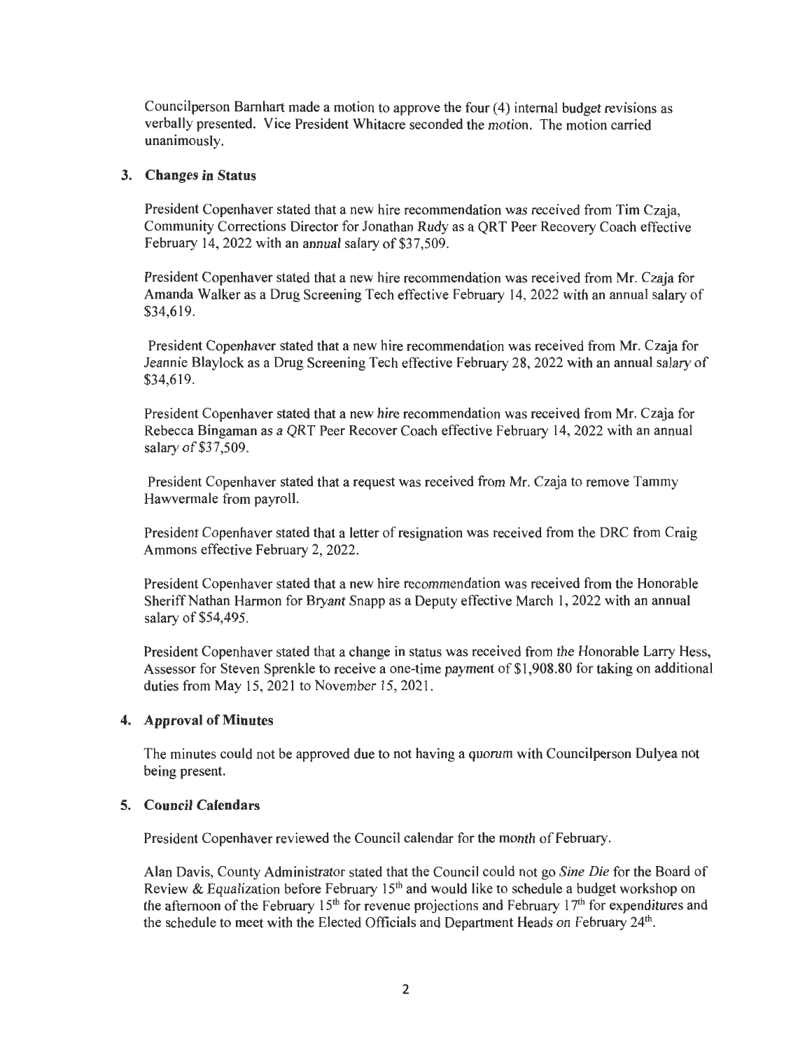Councilperson Barnhart made a motion to approve the four (4) internal budget revisions as verbally presented. Vice President Whitacre seconded the motion. The motion carried unanimously.

## 3. Changes in Status

President Copenhaver stated that a new hire recommendation was received from Tim Czaja, Community Corrections Director for Jonathan Rudy as a QRT Peer Recovery Coach effective February 14, 2022 with an annual salary of $37,509.

President Copenhaver stated that a new hire recommendation was received from Mr. Czaja for Amanda Walker as a Drug Screening Tech effective February 14, 2022 with an annual salary of $34,619.

President Copenhaver stated that a new hire recommendation was received from Mr. Czaja for Jeannie Blaylock as a Drug Screening Tech effective February 28, 2022 with an annual salary of $34,619.

President Copenhaver stated that a new hire recommendation was received from Mr. Czaja for Rebecca Bingaman as a QRT Peer Recover Coach effective February 14, 2022 with an annual salary of $37,509.

President Copenhaver stated that a request was received from Mr. Czaja to remove Tammy Hawvermale from payroll.

President Copenhaver stated that a letter of resignation was received from the DRC from Craig Ammons effective February 2, 2022.

President Copenhaver stated that a new hire recommendation was received from the Honorable Sheriff Nathan Harmon for Bryant Snapp as a Deputy effective March 1, 2022 with an annual salary of $54,495.

President Copenhaver stated that a change in status was received from the Honorable Larry Hess, Assessor for Steven Sprenkle to receive a one-time payment of $1,908.80 for taking on additional duties from May 15, 2021 to November 15, 2021.

## 4. Approval of Minutes

The minutes could not be approved due to not having a quorum with Councilperson Dulyea not being present.

## 5. Council Calendars

President Copenhaver reviewed the Council calendar for the month of February.

Alan Davis, County Administrator stated that the Council could not go *Sine Die* for the Board of Review & Equalization before February 15th and would like to schedule a budget workshop on the afternoon of the February 15th for revenue projections and February 17th for expenditures and the schedule to meet with the Elected Officials and Department Heads on February 24th.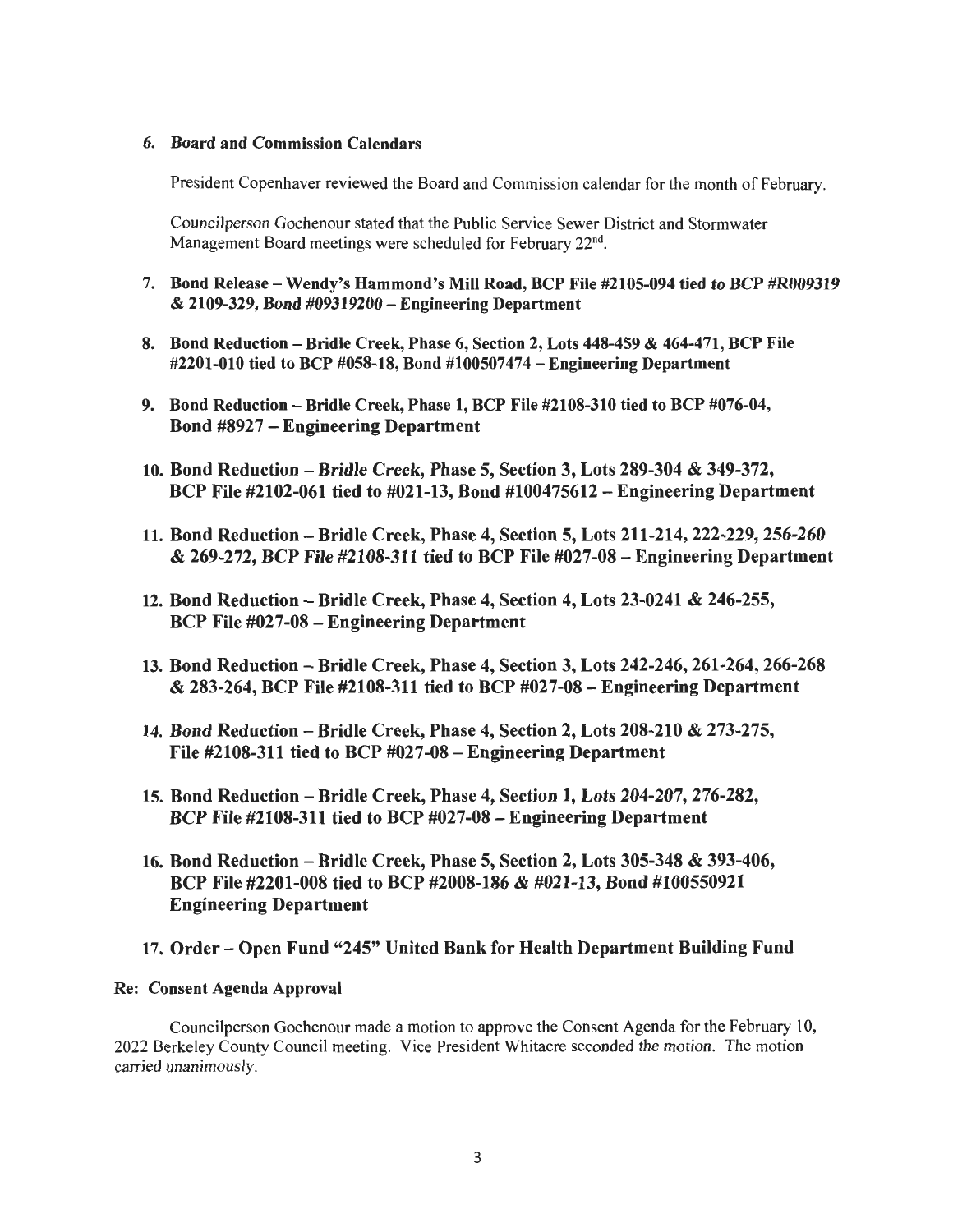6. **Board and Commission Calendars**

   President Copenhaver reviewed the Board and Commission calendar for the month of February.

   Councilperson Gochenour stated that the Public Service Sewer District and Stormwater Management Board meetings were scheduled for February 22nd.

7. **Bond Release – Wendy's Hammond's Mill Road, BCP File #2105-094 tied to BCP #R009319 & 2109-329, Bond #09319200 – Engineering Department**

8. **Bond Reduction – Bridle Creek, Phase 6, Section 2, Lots 448-459 & 464-471, BCP File #2201-010 tied to BCP #058-18, Bond #100507474 – Engineering Department**

9. **Bond Reduction – Bridle Creek, Phase 1, BCP File #2108-310 tied to BCP #076-04, Bond #8927 – Engineering Department**

10. **Bond Reduction – Bridle Creek, Phase 5, Section 3, Lots 289-304 & 349-372, BCP File #2102-061 tied to #021-13, Bond #100475612 – Engineering Department**

11. **Bond Reduction – Bridle Creek, Phase 4, Section 5, Lots 211-214, 222-229, 256-260 & 269-272, BCP File #2108-311 tied to BCP File #027-08 – Engineering Department**

12. **Bond Reduction – Bridle Creek, Phase 4, Section 4, Lots 23-0241 & 246-255, BCP File #027-08 – Engineering Department**

13. **Bond Reduction – Bridle Creek, Phase 4, Section 3, Lots 242-246, 261-264, 266-268 & 283-264, BCP File #2108-311 tied to BCP #027-08 – Engineering Department**

14. **Bond Reduction – Bridle Creek, Phase 4, Section 2, Lots 208-210 & 273-275, File #2108-311 tied to BCP #027-08 – Engineering Department**

15. **Bond Reduction – Bridle Creek, Phase 4, Section 1, Lots 204-207, 276-282, BCP File #2108-311 tied to BCP #027-08 – Engineering Department**

16. **Bond Reduction – Bridle Creek, Phase 5, Section 2, Lots 305-348 & 393-406, BCP File #2201-008 tied to BCP #2008-186 & #021-13, Bond #100550921 Engineering Department**

17. **Order – Open Fund "245" United Bank for Health Department Building Fund**

**Re: Consent Agenda Approval**

Councilperson Gochenour made a motion to approve the Consent Agenda for the February 10, 2022 Berkeley County Council meeting. Vice President Whitacre seconded the motion. The motion carried unanimously.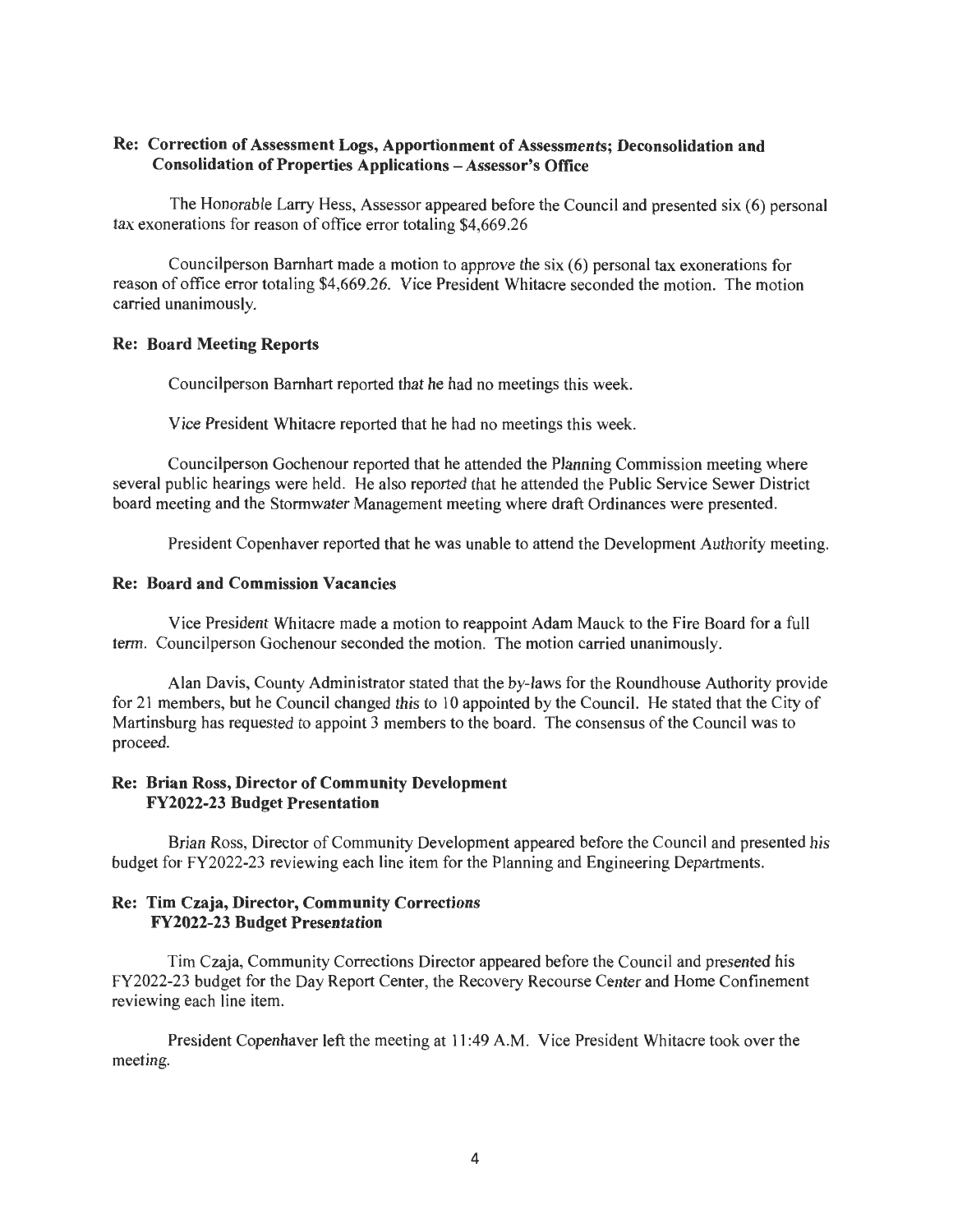**Re: Correction of Assessment Logs, Apportionment of Assessments; Deconsolidation and Consolidation of Properties Applications – Assessor's Office**

The Honorable Larry Hess, Assessor appeared before the Council and presented six (6) personal tax exonerations for reason of office error totaling $4,669.26

Councilperson Barnhart made a motion to approve the six (6) personal tax exonerations for reason of office error totaling $4,669.26. Vice President Whitacre seconded the motion. The motion carried unanimously.

**Re: Board Meeting Reports**

Councilperson Barnhart reported that he had no meetings this week.

Vice President Whitacre reported that he had no meetings this week.

Councilperson Gochenour reported that he attended the Planning Commission meeting where several public hearings were held. He also reported that he attended the Public Service Sewer District board meeting and the Stormwater Management meeting where draft Ordinances were presented.

President Copenhaver reported that he was unable to attend the Development Authority meeting.

**Re: Board and Commission Vacancies**

Vice President Whitacre made a motion to reappoint Adam Mauck to the Fire Board for a full term. Councilperson Gochenour seconded the motion. The motion carried unanimously.

Alan Davis, County Administrator stated that the by-laws for the Roundhouse Authority provide for 21 members, but he Council changed this to 10 appointed by the Council. He stated that the City of Martinsburg has requested to appoint 3 members to the board. The consensus of the Council was to proceed.

**Re: Brian Ross, Director of Community Development FY2022-23 Budget Presentation**

Brian Ross, Director of Community Development appeared before the Council and presented his budget for FY2022-23 reviewing each line item for the Planning and Engineering Departments.

**Re: Tim Czaja, Director, Community Corrections FY2022-23 Budget Presentation**

Tim Czaja, Community Corrections Director appeared before the Council and presented his FY2022-23 budget for the Day Report Center, the Recovery Recourse Center and Home Confinement reviewing each line item.

President Copenhaver left the meeting at 11:49 A.M. Vice President Whitacre took over the meeting.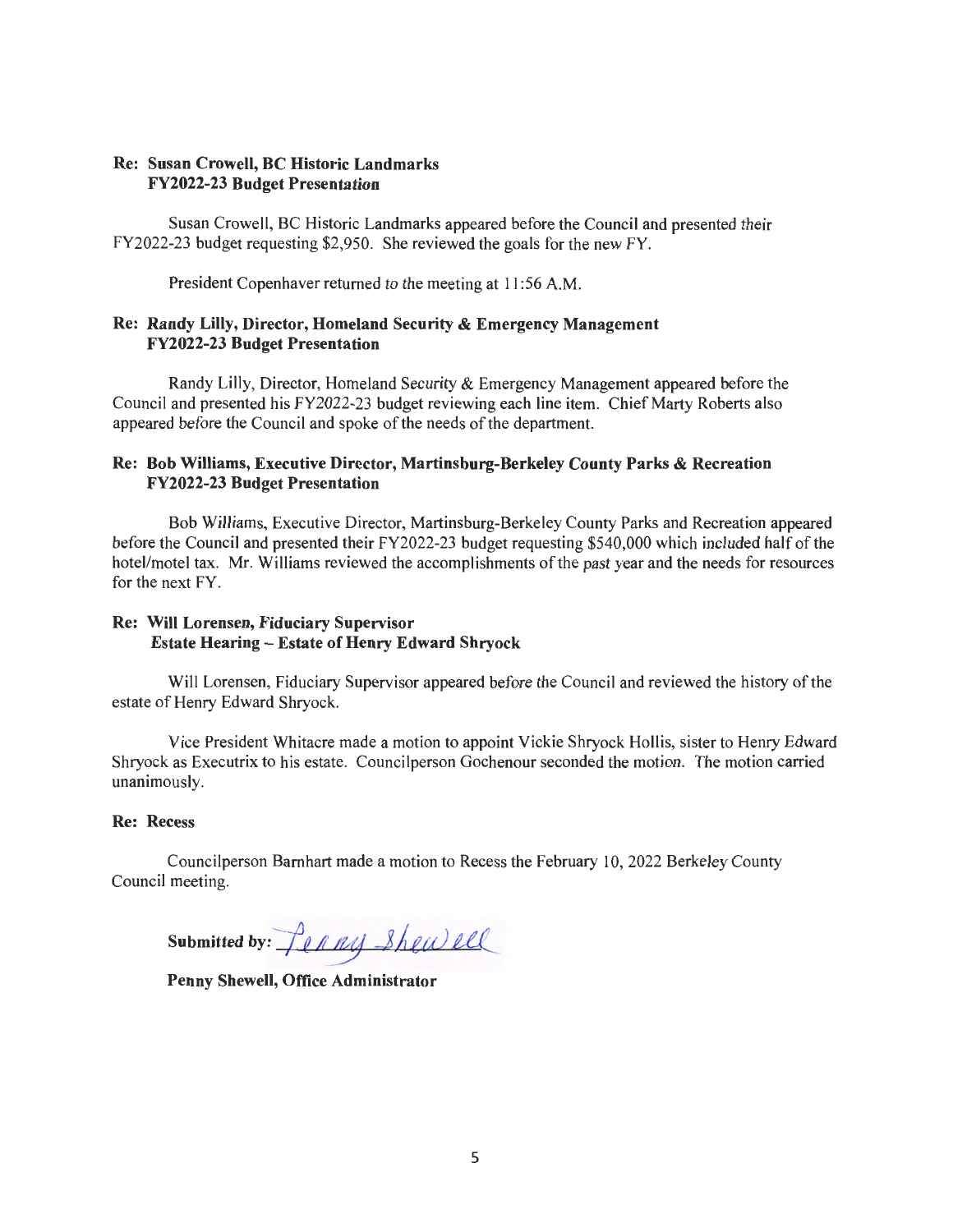**Re: Susan Crowell, BC Historic Landmarks**
**FY2022-23 Budget Presentation**

Susan Crowell, BC Historic Landmarks appeared before the Council and presented their FY2022-23 budget requesting $2,950. She reviewed the goals for the new FY.

President Copenhaver returned to the meeting at 11:56 A.M.

**Re: Randy Lilly, Director, Homeland Security & Emergency Management**
**FY2022-23 Budget Presentation**

Randy Lilly, Director, Homeland Security & Emergency Management appeared before the Council and presented his FY2022-23 budget reviewing each line item. Chief Marty Roberts also appeared before the Council and spoke of the needs of the department.

**Re: Bob Williams, Executive Director, Martinsburg-Berkeley County Parks & Recreation**
**FY2022-23 Budget Presentation**

Bob Williams, Executive Director, Martinsburg-Berkeley County Parks and Recreation appeared before the Council and presented their FY2022-23 budget requesting $540,000 which included half of the hotel/motel tax. Mr. Williams reviewed the accomplishments of the past year and the needs for resources for the next FY.

**Re: Will Lorensen, Fiduciary Supervisor**
**Estate Hearing – Estate of Henry Edward Shryock**

Will Lorensen, Fiduciary Supervisor appeared before the Council and reviewed the history of the estate of Henry Edward Shryock.

Vice President Whitacre made a motion to appoint Vickie Shryock Hollis, sister to Henry Edward Shryock as Executrix to his estate. Councilperson Gochenour seconded the motion. The motion carried unanimously.

**Re: Recess**

Councilperson Barnhart made a motion to Recess the February 10, 2022 Berkeley County Council meeting.

**Submitted by:** Penny Shewell

**Penny Shewell, Office Administrator**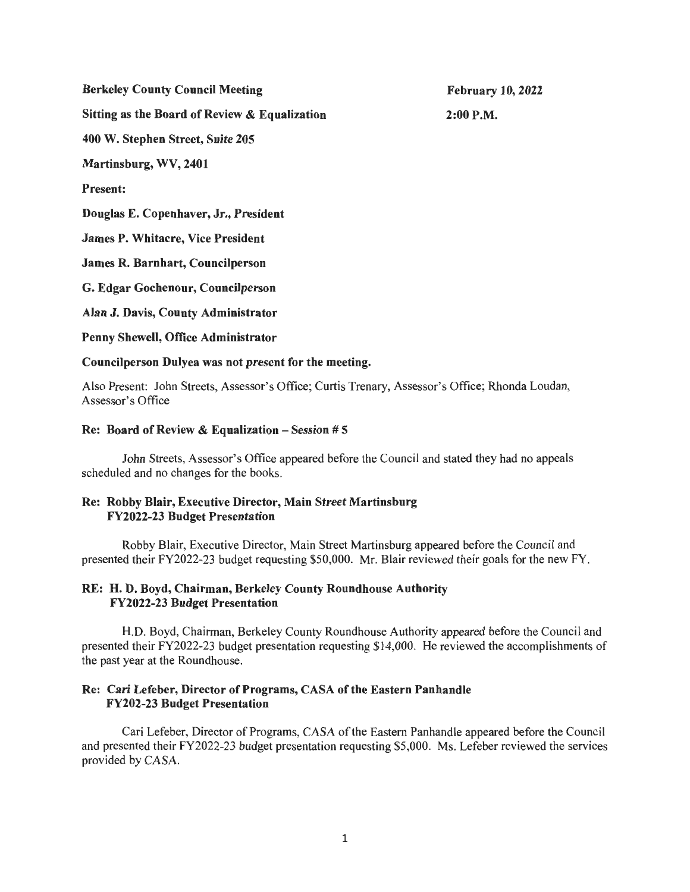**Berkeley County Council Meeting** **February 10, 2022**

**Sitting as the Board of Review & Equalization** **2:00 P.M.**

**400 W. Stephen Street, Suite 205**

**Martinsburg, WV, 2401**

**Present:**

**Douglas E. Copenhaver, Jr., President**

**James P. Whitacre, Vice President**

**James R. Barnhart, Councilperson**

**G. Edgar Gochenour, Councilperson**

**Alan J. Davis, County Administrator**

**Penny Shewell, Office Administrator**

**Councilperson Dulyea was not present for the meeting.**

Also Present: John Streets, Assessor's Office; Curtis Trenary, Assessor's Office; Rhonda Loudan, Assessor's Office

**Re: Board of Review & Equalization – Session # 5**

John Streets, Assessor's Office appeared before the Council and stated they had no appeals scheduled and no changes for the books.

**Re: Robby Blair, Executive Director, Main Street Martinsburg FY2022-23 Budget Presentation**

Robby Blair, Executive Director, Main Street Martinsburg appeared before the Council and presented their FY2022-23 budget requesting $50,000. Mr. Blair reviewed their goals for the new FY.

**RE: H. D. Boyd, Chairman, Berkeley County Roundhouse Authority FY2022-23 Budget Presentation**

H.D. Boyd, Chairman, Berkeley County Roundhouse Authority appeared before the Council and presented their FY2022-23 budget presentation requesting $14,000. He reviewed the accomplishments of the past year at the Roundhouse.

**Re: Cari Lefeber, Director of Programs, CASA of the Eastern Panhandle FY202-23 Budget Presentation**

Cari Lefeber, Director of Programs, CASA of the Eastern Panhandle appeared before the Council and presented their FY2022-23 budget presentation requesting $5,000. Ms. Lefeber reviewed the services provided by CASA.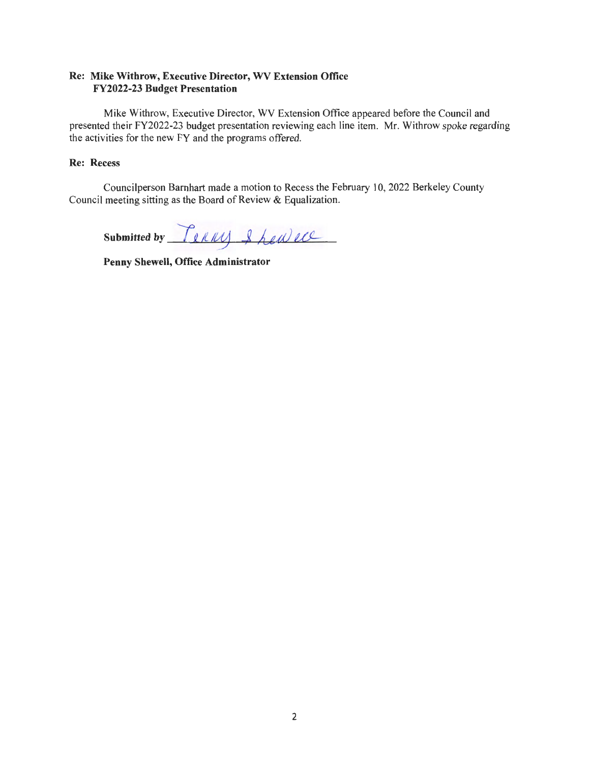**Re: Mike Withrow, Executive Director, WV Extension Office**
**FY2022-23 Budget Presentation**

Mike Withrow, Executive Director, WV Extension Office appeared before the Council and presented their FY2022-23 budget presentation reviewing each line item. Mr. Withrow spoke regarding the activities for the new FY and the programs offered.

**Re: Recess**

Councilperson Barnhart made a motion to Recess the February 10, 2022 Berkeley County Council meeting sitting as the Board of Review & Equalization.

**Submitted by** Penny Shewell

**Penny Shewell, Office Administrator**